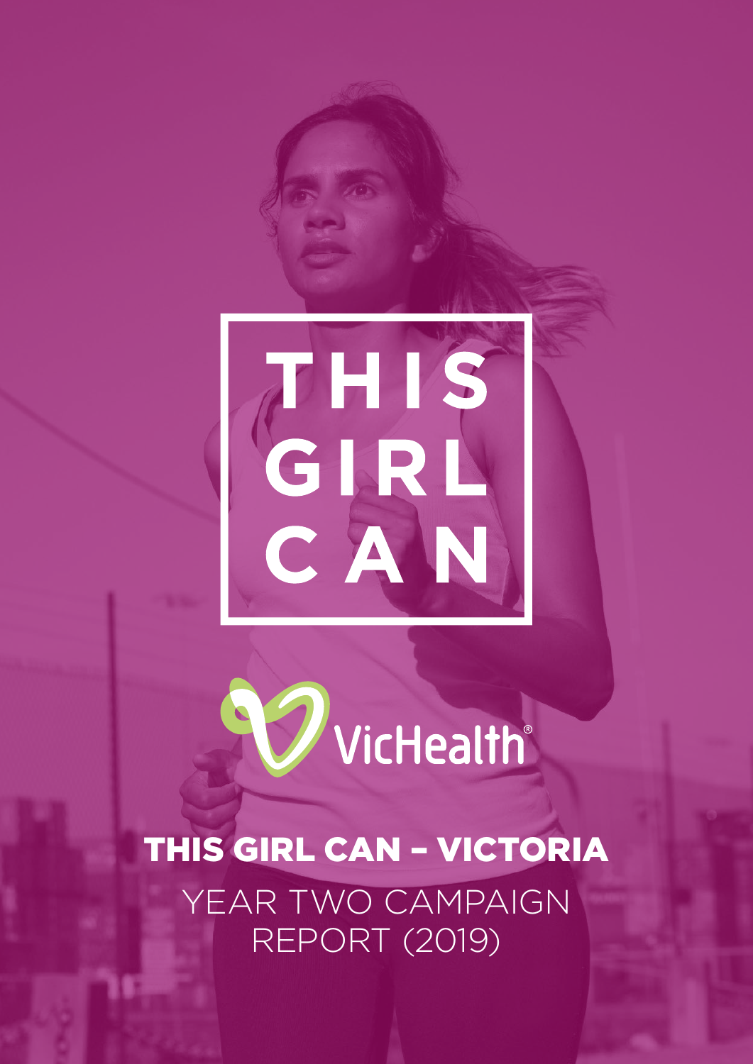# THIS GIRL CAN

VicHealth

## THIS GIRL CAN – VICTORIA

YEAR TWO CAMPAIGN REPORT (2019)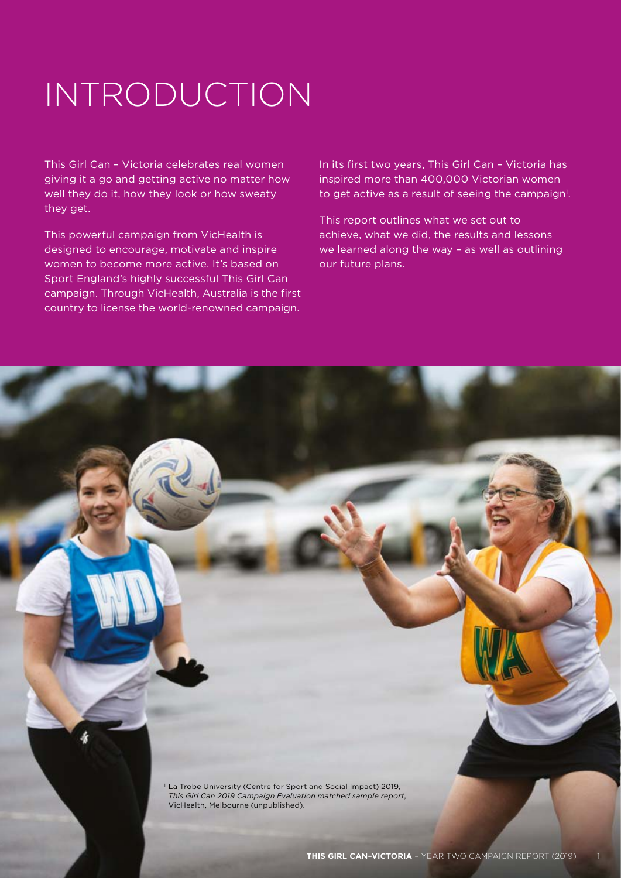# INTRODUCTION

This Girl Can – Victoria celebrates real women giving it a go and getting active no matter how well they do it, how they look or how sweaty they get.

This powerful campaign from VicHealth is designed to encourage, motivate and inspire women to become more active. It's based on Sport England's highly successful This Girl Can campaign. Through VicHealth, Australia is the first country to license the world-renowned campaign.

In its first two years, This Girl Can – Victoria has inspired more than 400,000 Victorian women to get active as a result of seeing the campaign[1].

This report outlines what we set out to achieve, what we did, the results and lessons we learned along the way – as well as outlining our future plans.

[1] La Trobe University (Centre for Sport and Social Impact) 2019, *This Girl Can 2019 Campaign Evaluation matched sample report*, VicHealth, Melbourne (unpublished).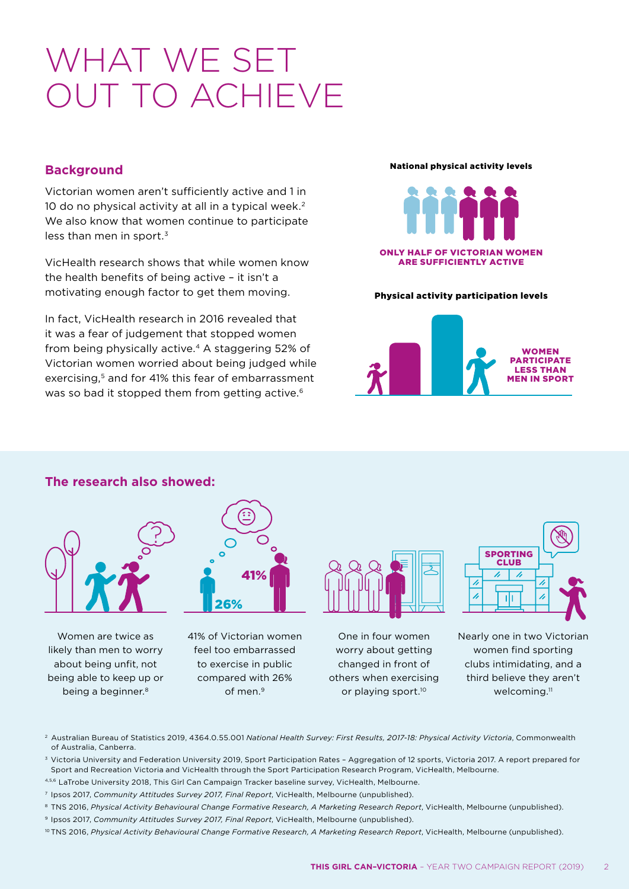# WHAT WE SET OUT TO ACHIEVE

## Background

Victorian women aren't sufficiently active and 1 in 10 do no physical activity at all in a typical week.[2] We also know that women continue to participate less than men in sport.[3]

VicHealth research shows that while women know the health benefits of being active – it isn't a motivating enough factor to get them moving.

In fact, VicHealth research in 2016 revealed that it was a fear of judgement that stopped women from being physically active.[4] A staggering 52% of Victorian women worried about being judged while exercising,[5] and for 41% this fear of embarrassment was so bad it stopped them from getting active.[6]

**National physical activity levels**

**ONLY HALF OF VICTORIAN WOMEN ARE SUFFICIENTLY ACTIVE**

**Physical activity participation levels**

**WOMEN PARTICIPATE LESS THAN MEN IN SPORT**

## The research also showed:

Women are twice as likely than men to worry about being unfit, not being able to keep up or being a beginner.[8]

41% of Victorian women feel too embarrassed to exercise in public compared with 26% of men.[9]

One in four women worry about getting changed in front of others when exercising or playing sport.[10]

Nearly one in two Victorian women find sporting clubs intimidating, and a third believe they aren't welcoming.[11]

[2] Australian Bureau of Statistics 2019, 4364.0.55.001 *National Health Survey: First Results, 2017-18: Physical Activity Victoria*, Commonwealth of Australia, Canberra.

[3] Victoria University and Federation University 2019, Sport Participation Rates – Aggregation of 12 sports, Victoria 2017. A report prepared for Sport and Recreation Victoria and VicHealth through the Sport Participation Research Program, VicHealth, Melbourne.

[4,5,6] LaTrobe University 2018, This Girl Can Campaign Tracker baseline survey, VicHealth, Melbourne.

[7] Ipsos 2017, *Community Attitudes Survey 2017, Final Report*, VicHealth, Melbourne (unpublished).

[8] TNS 2016, *Physical Activity Behavioural Change Formative Research, A Marketing Research Report*, VicHealth, Melbourne (unpublished).

[9] Ipsos 2017, *Community Attitudes Survey 2017, Final Report*, VicHealth, Melbourne (unpublished).

[10] TNS 2016, *Physical Activity Behavioural Change Formative Research, A Marketing Research Report*, VicHealth, Melbourne (unpublished).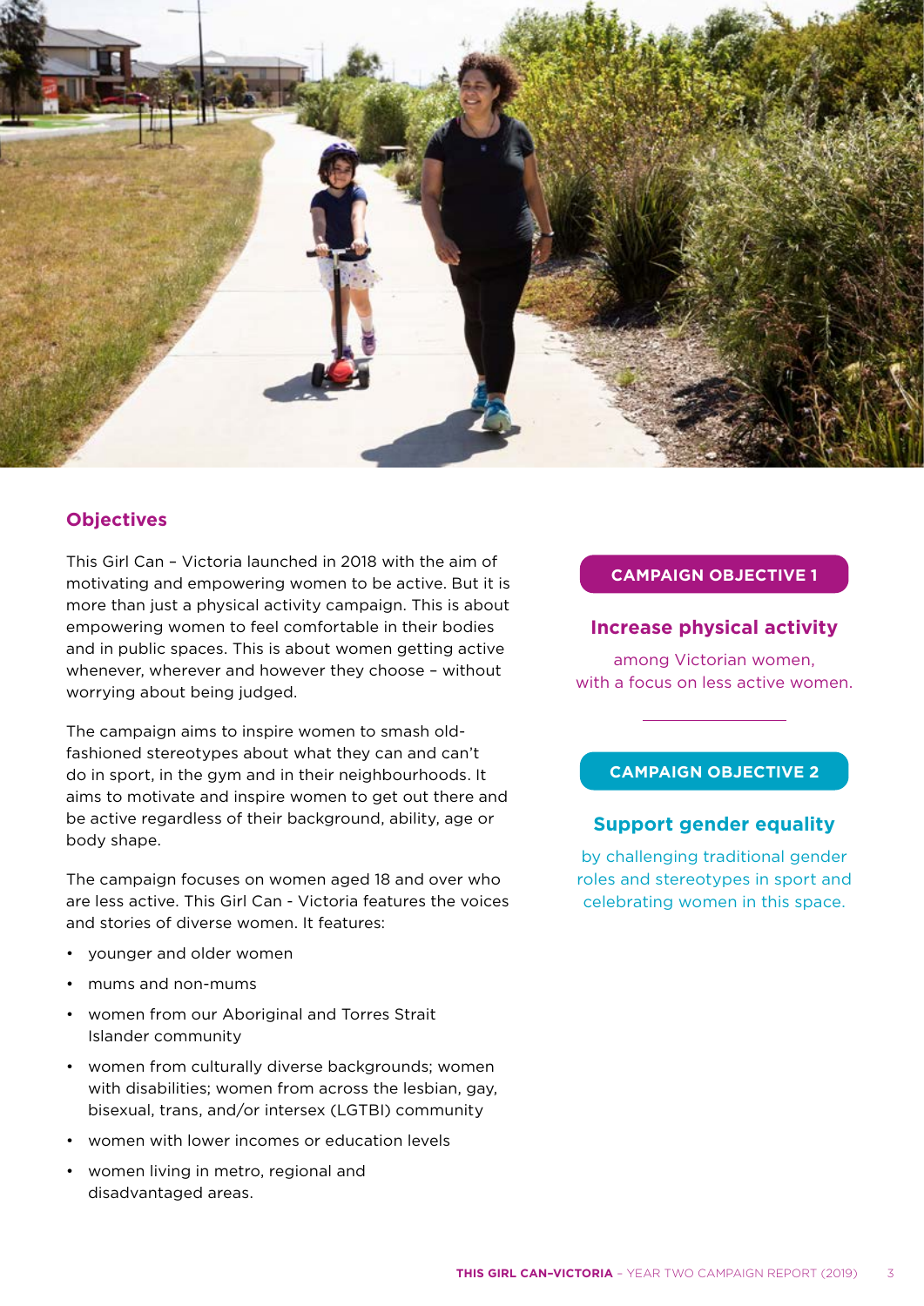## Objectives

This Girl Can – Victoria launched in 2018 with the aim of motivating and empowering women to be active. But it is more than just a physical activity campaign. This is about empowering women to feel comfortable in their bodies and in public spaces. This is about women getting active whenever, wherever and however they choose – without worrying about being judged.

The campaign aims to inspire women to smash old-fashioned stereotypes about what they can and can't do in sport, in the gym and in their neighbourhoods. It aims to motivate and inspire women to get out there and be active regardless of their background, ability, age or body shape.

The campaign focuses on women aged 18 and over who are less active. This Girl Can - Victoria features the voices and stories of diverse women. It features:

- younger and older women
- mums and non-mums
- women from our Aboriginal and Torres Strait Islander community
- women from culturally diverse backgrounds; women with disabilities; women from across the lesbian, gay, bisexual, trans, and/or intersex (LGTBI) community
- women with lower incomes or education levels
- women living in metro, regional and disadvantaged areas.

**CAMPAIGN OBJECTIVE 1**

### Increase physical activity

among Victorian women, with a focus on less active women.

**CAMPAIGN OBJECTIVE 2**

### Support gender equality

by challenging traditional gender roles and stereotypes in sport and celebrating women in this space.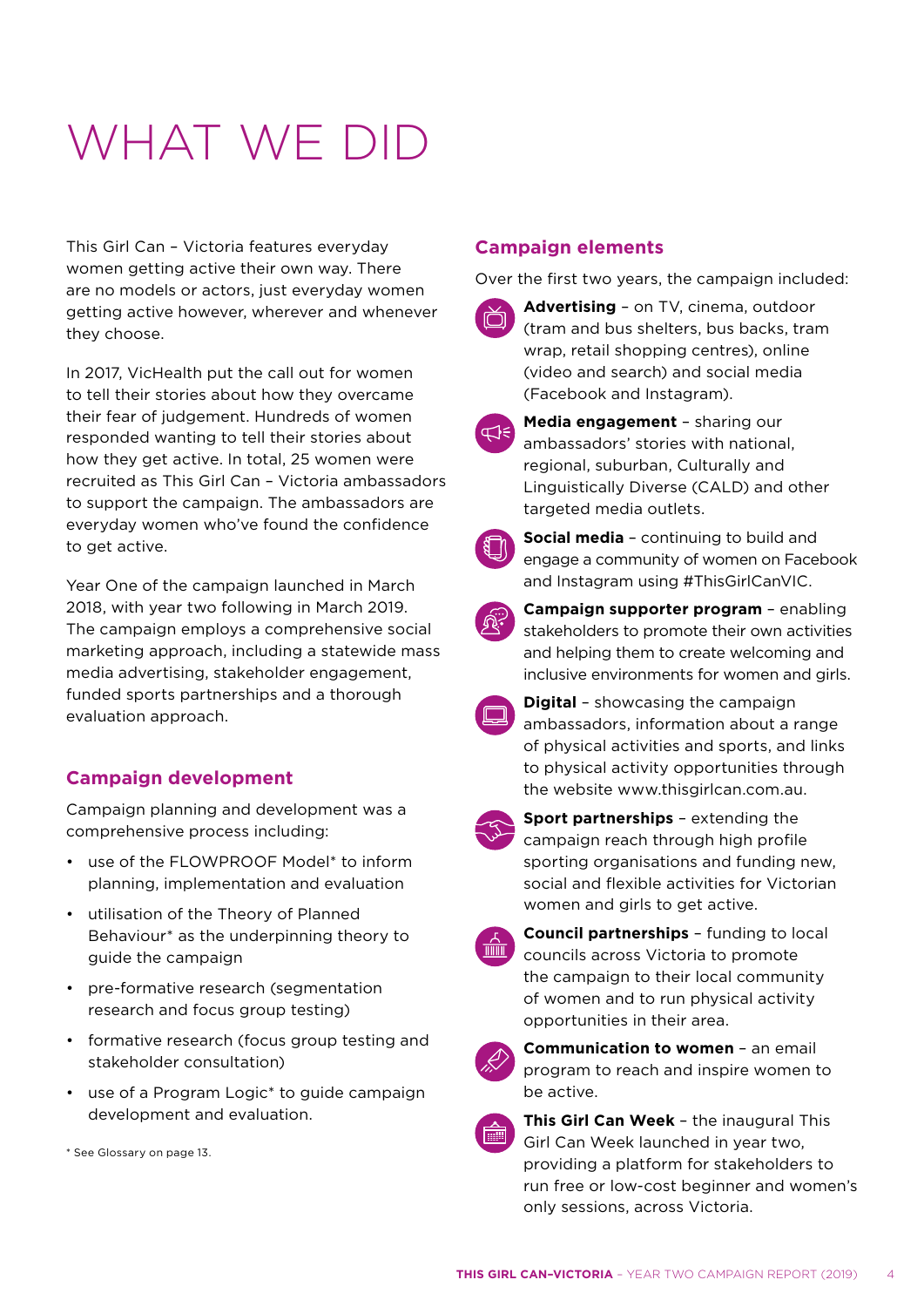# WHAT WE DID

This Girl Can – Victoria features everyday women getting active their own way. There are no models or actors, just everyday women getting active however, wherever and whenever they choose.

In 2017, VicHealth put the call out for women to tell their stories about how they overcame their fear of judgement. Hundreds of women responded wanting to tell their stories about how they get active. In total, 25 women were recruited as This Girl Can – Victoria ambassadors to support the campaign. The ambassadors are everyday women who've found the confidence to get active.

Year One of the campaign launched in March 2018, with year two following in March 2019. The campaign employs a comprehensive social marketing approach, including a statewide mass media advertising, stakeholder engagement, funded sports partnerships and a thorough evaluation approach.

## Campaign development

Campaign planning and development was a comprehensive process including:

- use of the FLOWPROOF Model* to inform planning, implementation and evaluation
- utilisation of the Theory of Planned Behaviour* as the underpinning theory to guide the campaign
- pre-formative research (segmentation research and focus group testing)
- formative research (focus group testing and stakeholder consultation)
- use of a Program Logic* to guide campaign development and evaluation.

* See Glossary on page 13.

## Campaign elements

Over the first two years, the campaign included:

- **Advertising** – on TV, cinema, outdoor (tram and bus shelters, bus backs, tram wrap, retail shopping centres), online (video and search) and social media (Facebook and Instagram).
- **Media engagement** – sharing our ambassadors' stories with national, regional, suburban, Culturally and Linguistically Diverse (CALD) and other targeted media outlets.
- **Social media** – continuing to build and engage a community of women on Facebook and Instagram using #ThisGirlCanVIC.
- **Campaign supporter program** – enabling stakeholders to promote their own activities and helping them to create welcoming and inclusive environments for women and girls.
- **Digital** – showcasing the campaign ambassadors, information about a range of physical activities and sports, and links to physical activity opportunities through the website www.thisgirlcan.com.au.
- **Sport partnerships** – extending the campaign reach through high profile sporting organisations and funding new, social and flexible activities for Victorian women and girls to get active.
- **Council partnerships** – funding to local councils across Victoria to promote the campaign to their local community of women and to run physical activity opportunities in their area.
- **Communication to women** – an email program to reach and inspire women to be active.
- **This Girl Can Week** – the inaugural This Girl Can Week launched in year two, providing a platform for stakeholders to run free or low-cost beginner and women's only sessions, across Victoria.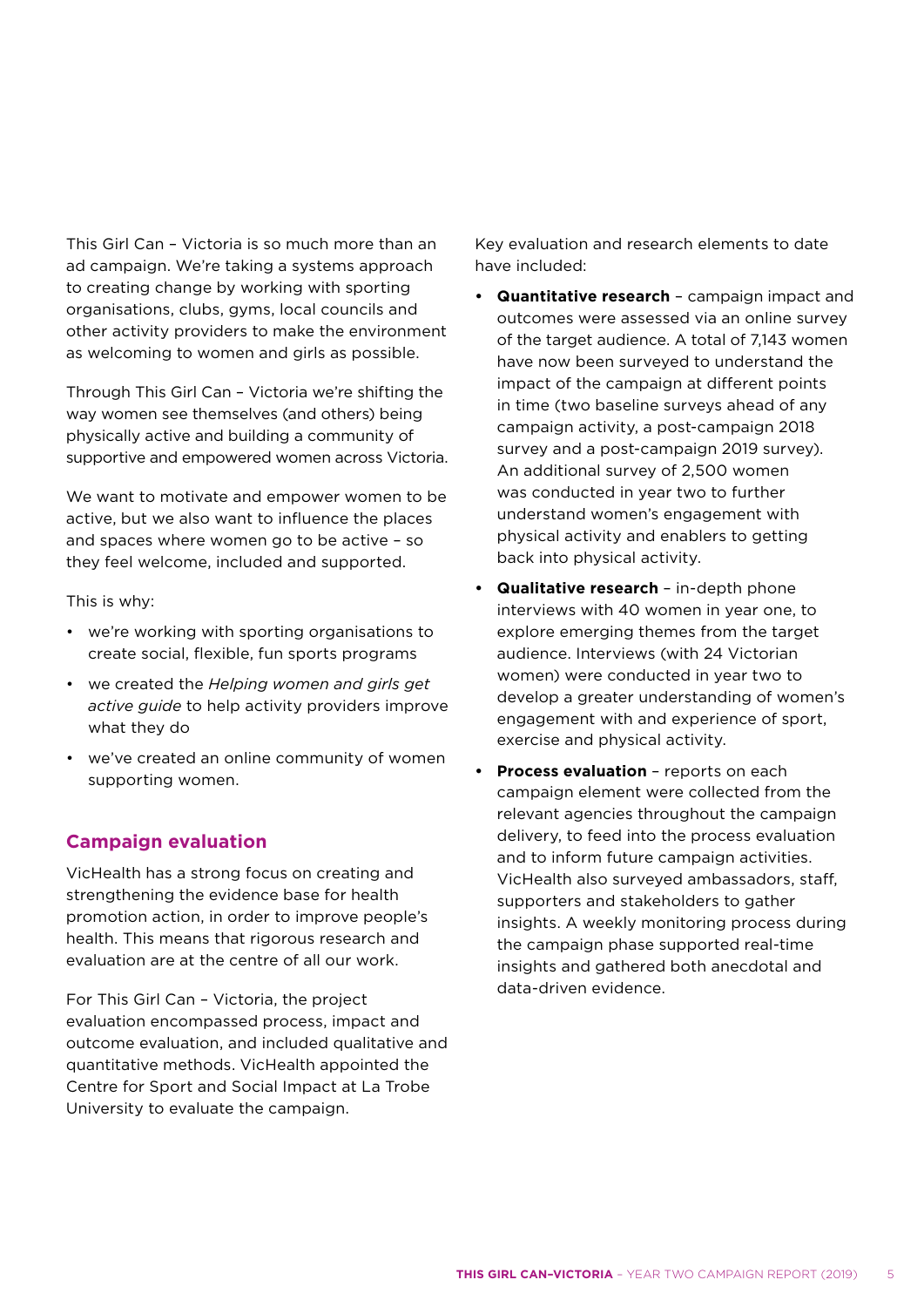This Girl Can – Victoria is so much more than an ad campaign. We're taking a systems approach to creating change by working with sporting organisations, clubs, gyms, local councils and other activity providers to make the environment as welcoming to women and girls as possible.

Through This Girl Can – Victoria we're shifting the way women see themselves (and others) being physically active and building a community of supportive and empowered women across Victoria.

We want to motivate and empower women to be active, but we also want to influence the places and spaces where women go to be active – so they feel welcome, included and supported.

This is why:

- we're working with sporting organisations to create social, flexible, fun sports programs
- we created the *Helping women and girls get active guide* to help activity providers improve what they do
- we've created an online community of women supporting women.

## Campaign evaluation

VicHealth has a strong focus on creating and strengthening the evidence base for health promotion action, in order to improve people's health. This means that rigorous research and evaluation are at the centre of all our work.

For This Girl Can – Victoria, the project evaluation encompassed process, impact and outcome evaluation, and included qualitative and quantitative methods. VicHealth appointed the Centre for Sport and Social Impact at La Trobe University to evaluate the campaign.

Key evaluation and research elements to date have included:

- **Quantitative research** – campaign impact and outcomes were assessed via an online survey of the target audience. A total of 7,143 women have now been surveyed to understand the impact of the campaign at different points in time (two baseline surveys ahead of any campaign activity, a post-campaign 2018 survey and a post-campaign 2019 survey). An additional survey of 2,500 women was conducted in year two to further understand women's engagement with physical activity and enablers to getting back into physical activity.
- **Qualitative research** – in-depth phone interviews with 40 women in year one, to explore emerging themes from the target audience. Interviews (with 24 Victorian women) were conducted in year two to develop a greater understanding of women's engagement with and experience of sport, exercise and physical activity.
- **Process evaluation** – reports on each campaign element were collected from the relevant agencies throughout the campaign delivery, to feed into the process evaluation and to inform future campaign activities. VicHealth also surveyed ambassadors, staff, supporters and stakeholders to gather insights. A weekly monitoring process during the campaign phase supported real-time insights and gathered both anecdotal and data-driven evidence.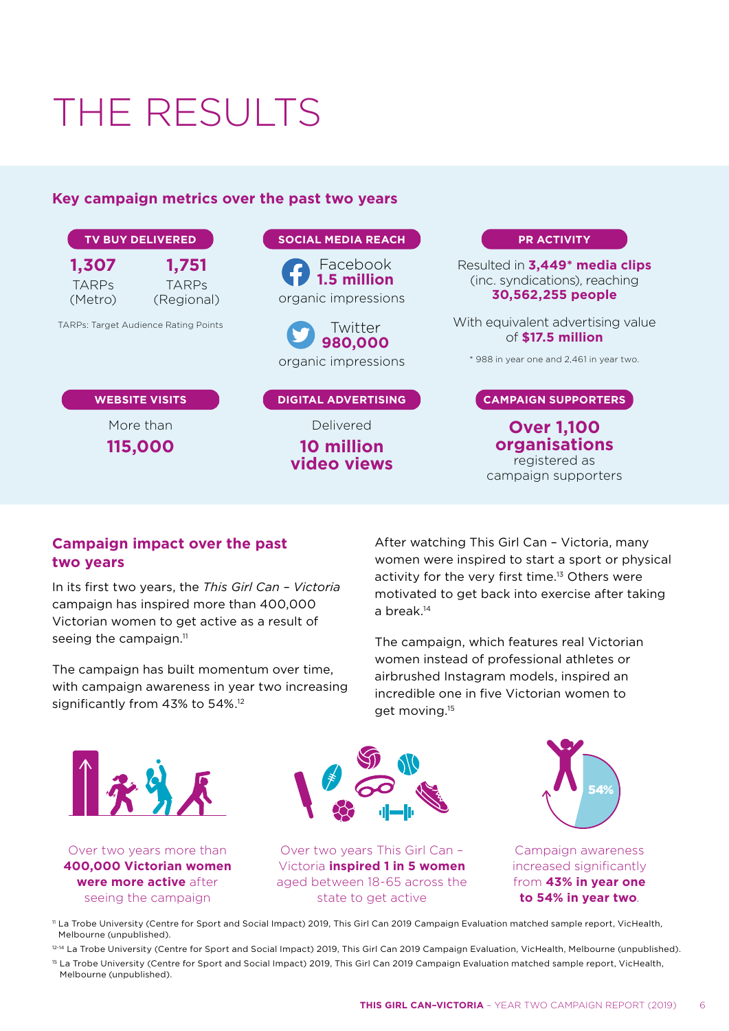# THE RESULTS

## Key campaign metrics over the past two years

**TV BUY DELIVERED**

**1,307** TARPs (Metro)

**1,751** TARPs (Regional)

TARPs: Target Audience Rating Points

**SOCIAL MEDIA REACH**

Facebook **1.5 million** organic impressions

Twitter **980,000** organic impressions

**PR ACTIVITY**

Resulted in **3,449* media clips** (inc. syndications), reaching **30,562,255 people**

With equivalent advertising value of **$17.5 million**

* 988 in year one and 2,461 in year two.

**WEBSITE VISITS**

More than **115,000**

**DIGITAL ADVERTISING**

Delivered **10 million video views**

**CAMPAIGN SUPPORTERS**

**Over 1,100 organisations** registered as campaign supporters

## Campaign impact over the past two years

In its first two years, the *This Girl Can – Victoria* campaign has inspired more than 400,000 Victorian women to get active as a result of seeing the campaign.[11]

The campaign has built momentum over time, with campaign awareness in year two increasing significantly from 43% to 54%.[12]

After watching This Girl Can – Victoria, many women were inspired to start a sport or physical activity for the very first time.[13] Others were motivated to get back into exercise after taking a break.[14]

The campaign, which features real Victorian women instead of professional athletes or airbrushed Instagram models, inspired an incredible one in five Victorian women to get moving.[15]

Over two years more than **400,000 Victorian women were more active** after seeing the campaign

Over two years This Girl Can – Victoria **inspired 1 in 5 women** aged between 18-65 across the state to get active

Campaign awareness increased significantly from **43% in year one to 54% in year two**.

[11] La Trobe University (Centre for Sport and Social Impact) 2019, This Girl Can 2019 Campaign Evaluation matched sample report, VicHealth, Melbourne (unpublished).

[12-14] La Trobe University (Centre for Sport and Social Impact) 2019, This Girl Can 2019 Campaign Evaluation, VicHealth, Melbourne (unpublished).

[15] La Trobe University (Centre for Sport and Social Impact) 2019, This Girl Can 2019 Campaign Evaluation matched sample report, VicHealth, Melbourne (unpublished).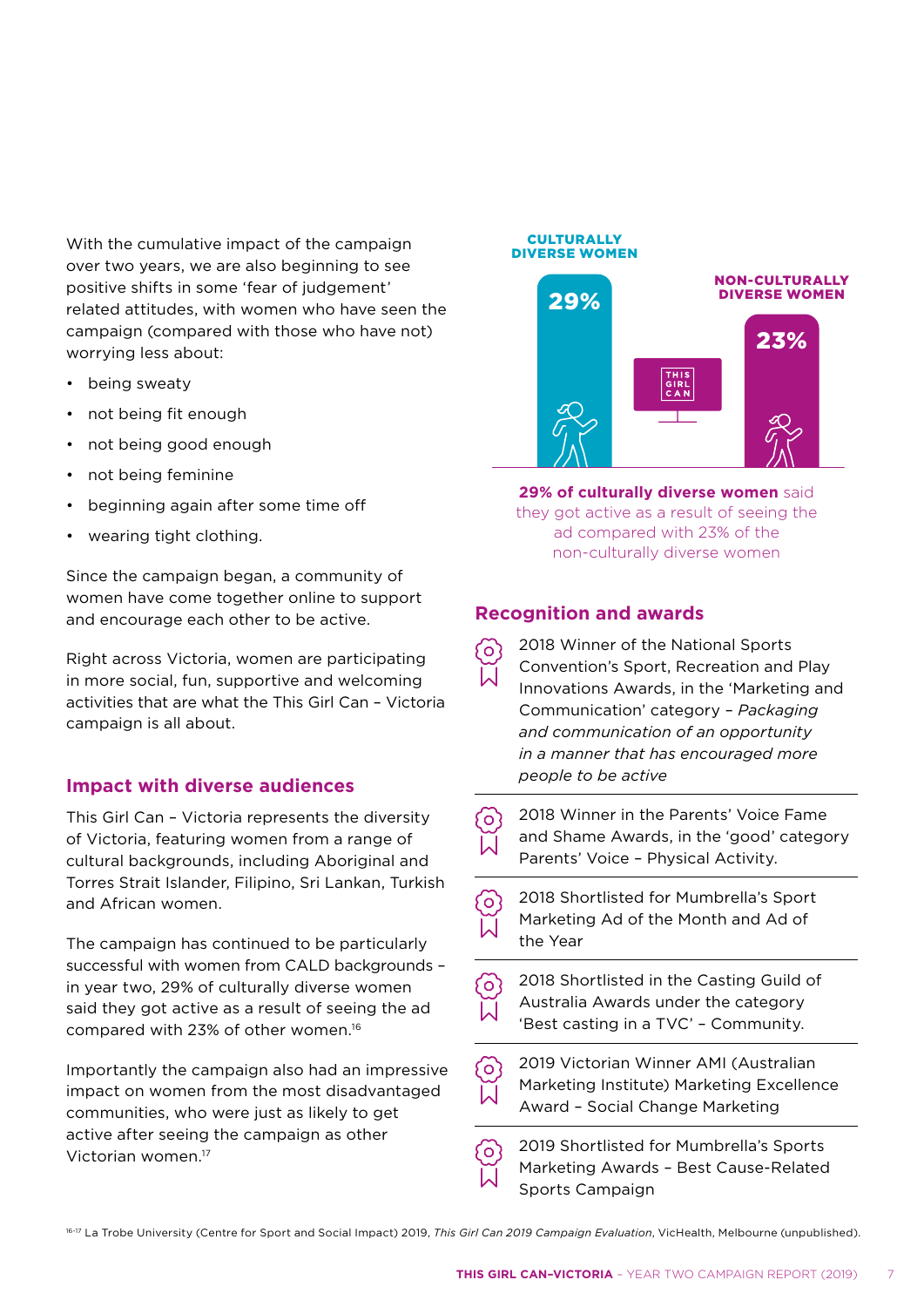With the cumulative impact of the campaign over two years, we are also beginning to see positive shifts in some 'fear of judgement' related attitudes, with women who have seen the campaign (compared with those who have not) worrying less about:

- being sweaty
- not being fit enough
- not being good enough
- not being feminine
- beginning again after some time off
- wearing tight clothing.

Since the campaign began, a community of women have come together online to support and encourage each other to be active.

Right across Victoria, women are participating in more social, fun, supportive and welcoming activities that are what the This Girl Can – Victoria campaign is all about.

## Impact with diverse audiences

This Girl Can – Victoria represents the diversity of Victoria, featuring women from a range of cultural backgrounds, including Aboriginal and Torres Strait Islander, Filipino, Sri Lankan, Turkish and African women.

The campaign has continued to be particularly successful with women from CALD backgrounds – in year two, 29% of culturally diverse women said they got active as a result of seeing the ad compared with 23% of other women.[16]

Importantly the campaign also had an impressive impact on women from the most disadvantaged communities, who were just as likely to get active after seeing the campaign as other Victorian women.[17]

CULTURALLY DIVERSE WOMEN **29%**

NON-CULTURALLY DIVERSE WOMEN **23%**

THIS GIRL CAN

**29% of culturally diverse women** said they got active as a result of seeing the ad compared with 23% of the non-culturally diverse women

## Recognition and awards

- 2018 Winner of the National Sports Convention's Sport, Recreation and Play Innovations Awards, in the 'Marketing and Communication' category – *Packaging and communication of an opportunity in a manner that has encouraged more people to be active*
- 2018 Winner in the Parents' Voice Fame and Shame Awards, in the 'good' category Parents' Voice – Physical Activity.
- 2018 Shortlisted for Mumbrella's Sport Marketing Ad of the Month and Ad of the Year
- 2018 Shortlisted in the Casting Guild of Australia Awards under the category 'Best casting in a TVC' – Community.
- 2019 Victorian Winner AMI (Australian Marketing Institute) Marketing Excellence Award – Social Change Marketing
- 2019 Shortlisted for Mumbrella's Sports Marketing Awards – Best Cause-Related Sports Campaign

[16-17] La Trobe University (Centre for Sport and Social Impact) 2019, *This Girl Can 2019 Campaign Evaluation*, VicHealth, Melbourne (unpublished).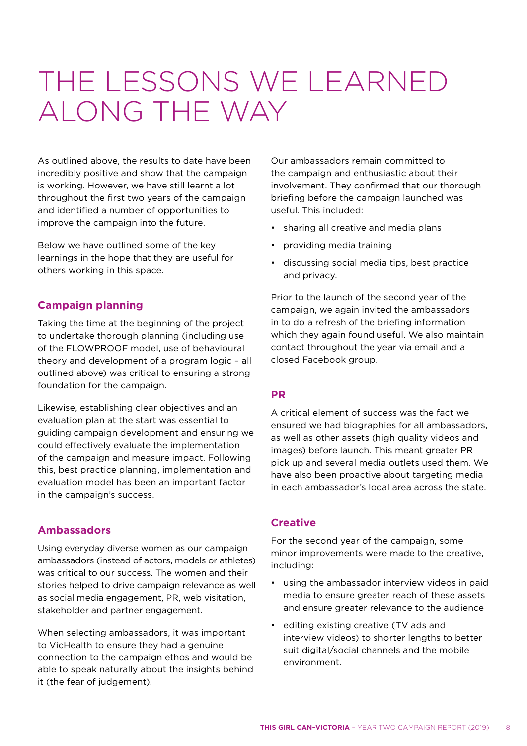# THE LESSONS WE LEARNED ALONG THE WAY

As outlined above, the results to date have been incredibly positive and show that the campaign is working. However, we have still learnt a lot throughout the first two years of the campaign and identified a number of opportunities to improve the campaign into the future.

Below we have outlined some of the key learnings in the hope that they are useful for others working in this space.

### Campaign planning

Taking the time at the beginning of the project to undertake thorough planning (including use of the FLOWPROOF model, use of behavioural theory and development of a program logic – all outlined above) was critical to ensuring a strong foundation for the campaign.

Likewise, establishing clear objectives and an evaluation plan at the start was essential to guiding campaign development and ensuring we could effectively evaluate the implementation of the campaign and measure impact. Following this, best practice planning, implementation and evaluation model has been an important factor in the campaign's success.

### Ambassadors

Using everyday diverse women as our campaign ambassadors (instead of actors, models or athletes) was critical to our success. The women and their stories helped to drive campaign relevance as well as social media engagement, PR, web visitation, stakeholder and partner engagement.

When selecting ambassadors, it was important to VicHealth to ensure they had a genuine connection to the campaign ethos and would be able to speak naturally about the insights behind it (the fear of judgement).

Our ambassadors remain committed to the campaign and enthusiastic about their involvement. They confirmed that our thorough briefing before the campaign launched was useful. This included:

- sharing all creative and media plans
- providing media training
- discussing social media tips, best practice and privacy.

Prior to the launch of the second year of the campaign, we again invited the ambassadors in to do a refresh of the briefing information which they again found useful. We also maintain contact throughout the year via email and a closed Facebook group.

### PR

A critical element of success was the fact we ensured we had biographies for all ambassadors, as well as other assets (high quality videos and images) before launch. This meant greater PR pick up and several media outlets used them. We have also been proactive about targeting media in each ambassador's local area across the state.

### Creative

For the second year of the campaign, some minor improvements were made to the creative, including:

- using the ambassador interview videos in paid media to ensure greater reach of these assets and ensure greater relevance to the audience
- editing existing creative (TV ads and interview videos) to shorter lengths to better suit digital/social channels and the mobile environment.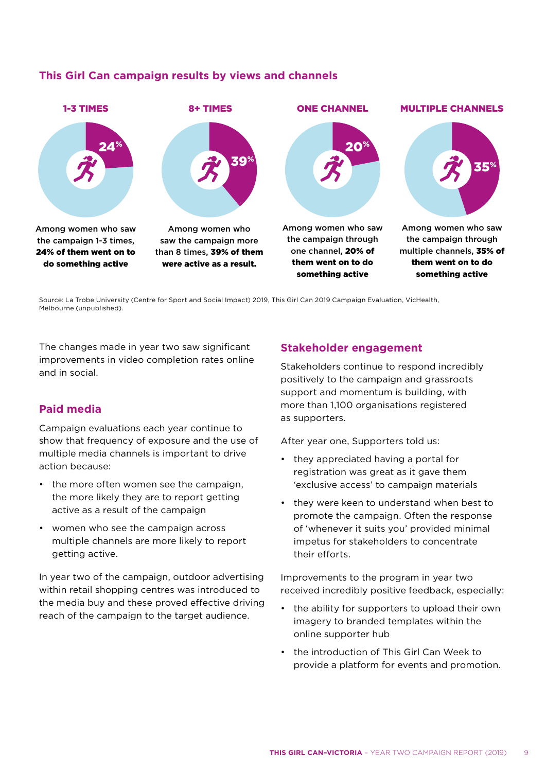## This Girl Can campaign results by views and channels

**1-3 TIMES**

24%

Among women who saw the campaign 1-3 times, **24% of them went on to do something active**

**8+ TIMES**

39%

Among women who saw the campaign more than 8 times, **39% of them were active as a result.**

**ONE CHANNEL**

20%

Among women who saw the campaign through one channel, **20% of them went on to do something active**

**MULTIPLE CHANNELS**

35%

Among women who saw the campaign through multiple channels, **35% of them went on to do something active**

Source: La Trobe University (Centre for Sport and Social Impact) 2019, This Girl Can 2019 Campaign Evaluation, VicHealth, Melbourne (unpublished).

The changes made in year two saw significant improvements in video completion rates online and in social.

### Paid media

Campaign evaluations each year continue to show that frequency of exposure and the use of multiple media channels is important to drive action because:

- the more often women see the campaign, the more likely they are to report getting active as a result of the campaign
- women who see the campaign across multiple channels are more likely to report getting active.

In year two of the campaign, outdoor advertising within retail shopping centres was introduced to the media buy and these proved effective driving reach of the campaign to the target audience.

### Stakeholder engagement

Stakeholders continue to respond incredibly positively to the campaign and grassroots support and momentum is building, with more than 1,100 organisations registered as supporters.

After year one, Supporters told us:

- they appreciated having a portal for registration was great as it gave them 'exclusive access' to campaign materials
- they were keen to understand when best to promote the campaign. Often the response of 'whenever it suits you' provided minimal impetus for stakeholders to concentrate their efforts.

Improvements to the program in year two received incredibly positive feedback, especially:

- the ability for supporters to upload their own imagery to branded templates within the online supporter hub
- the introduction of This Girl Can Week to provide a platform for events and promotion.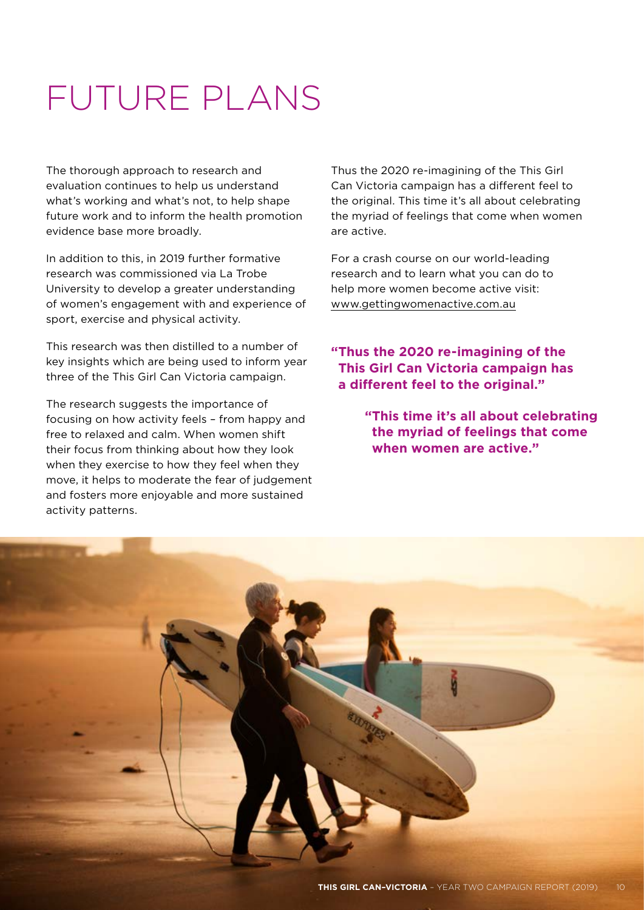# FUTURE PLANS

The thorough approach to research and evaluation continues to help us understand what's working and what's not, to help shape future work and to inform the health promotion evidence base more broadly.

In addition to this, in 2019 further formative research was commissioned via La Trobe University to develop a greater understanding of women's engagement with and experience of sport, exercise and physical activity.

This research was then distilled to a number of key insights which are being used to inform year three of the This Girl Can Victoria campaign.

The research suggests the importance of focusing on how activity feels – from happy and free to relaxed and calm. When women shift their focus from thinking about how they look when they exercise to how they feel when they move, it helps to moderate the fear of judgement and fosters more enjoyable and more sustained activity patterns.

Thus the 2020 re-imagining of the This Girl Can Victoria campaign has a different feel to the original. This time it's all about celebrating the myriad of feelings that come when women are active.

For a crash course on our world-leading research and to learn what you can do to help more women become active visit: www.gettingwomenactive.com.au

**"Thus the 2020 re-imagining of the This Girl Can Victoria campaign has a different feel to the original."**

**"This time it's all about celebrating the myriad of feelings that come when women are active."**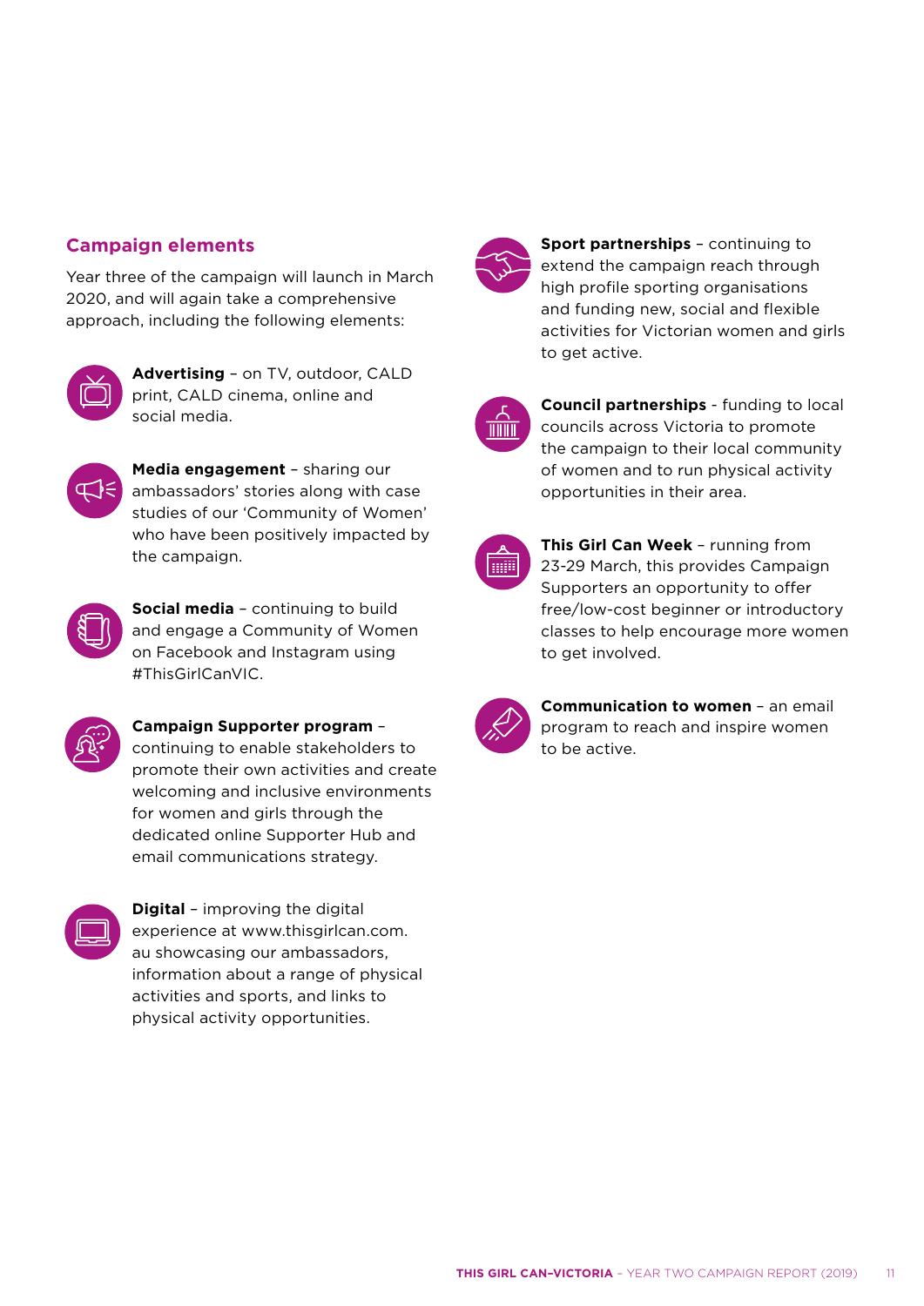## Campaign elements

Year three of the campaign will launch in March 2020, and will again take a comprehensive approach, including the following elements:

**Advertising** – on TV, outdoor, CALD print, CALD cinema, online and social media.

**Media engagement** – sharing our ambassadors' stories along with case studies of our 'Community of Women' who have been positively impacted by the campaign.

**Social media** – continuing to build and engage a Community of Women on Facebook and Instagram using #ThisGirlCanVIC.

**Campaign Supporter program** – continuing to enable stakeholders to promote their own activities and create welcoming and inclusive environments for women and girls through the dedicated online Supporter Hub and email communications strategy.

**Digital** – improving the digital experience at www.thisgirlcan.com.au showcasing our ambassadors, information about a range of physical activities and sports, and links to physical activity opportunities.

**Sport partnerships** – continuing to extend the campaign reach through high profile sporting organisations and funding new, social and flexible activities for Victorian women and girls to get active.

**Council partnerships** - funding to local councils across Victoria to promote the campaign to their local community of women and to run physical activity opportunities in their area.

**This Girl Can Week** – running from 23-29 March, this provides Campaign Supporters an opportunity to offer free/low-cost beginner or introductory classes to help encourage more women to get involved.

**Communication to women** – an email program to reach and inspire women to be active.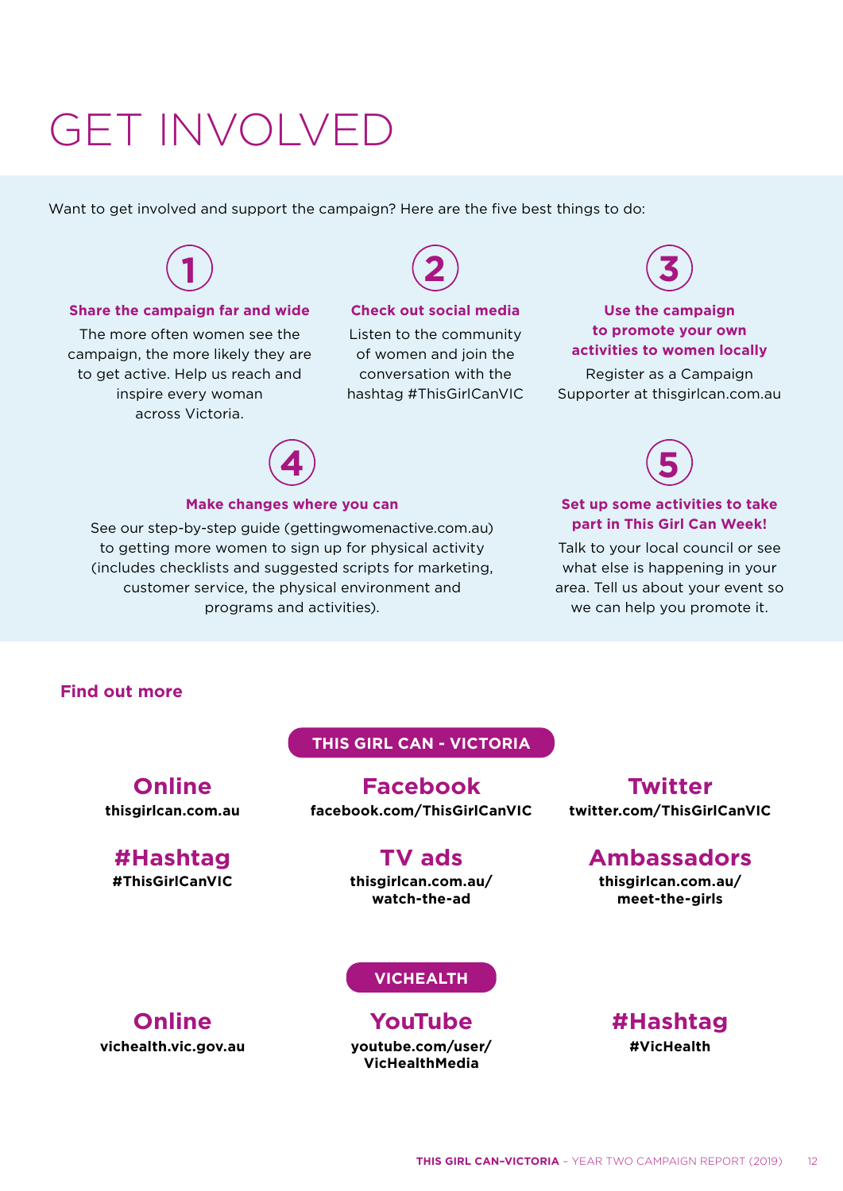# GET INVOLVED

Want to get involved and support the campaign? Here are the five best things to do:

**1. Share the campaign far and wide**

The more often women see the campaign, the more likely they are to get active. Help us reach and inspire every woman across Victoria.

**2. Check out social media**

Listen to the community of women and join the conversation with the hashtag #ThisGirlCanVIC

**3. Use the campaign to promote your own activities to women locally**

Register as a Campaign Supporter at thisgirlcan.com.au

**4. Make changes where you can**

See our step-by-step guide (gettingwomenactive.com.au) to getting more women to sign up for physical activity (includes checklists and suggested scripts for marketing, customer service, the physical environment and programs and activities).

**5. Set up some activities to take part in This Girl Can Week!**

Talk to your local council or see what else is happening in your area. Tell us about your event so we can help you promote it.

## Find out more

### THIS GIRL CAN - VICTORIA

**Online**
thisgirlcan.com.au

**Facebook**
facebook.com/ThisGirlCanVIC

**Twitter**
twitter.com/ThisGirlCanVIC

**#Hashtag**
#ThisGirlCanVIC

**TV ads**
thisgirlcan.com.au/watch-the-ad

**Ambassadors**
thisgirlcan.com.au/meet-the-girls

### VICHEALTH

**Online**
vichealth.vic.gov.au

**YouTube**
youtube.com/user/VicHealthMedia

**#Hashtag**
#VicHealth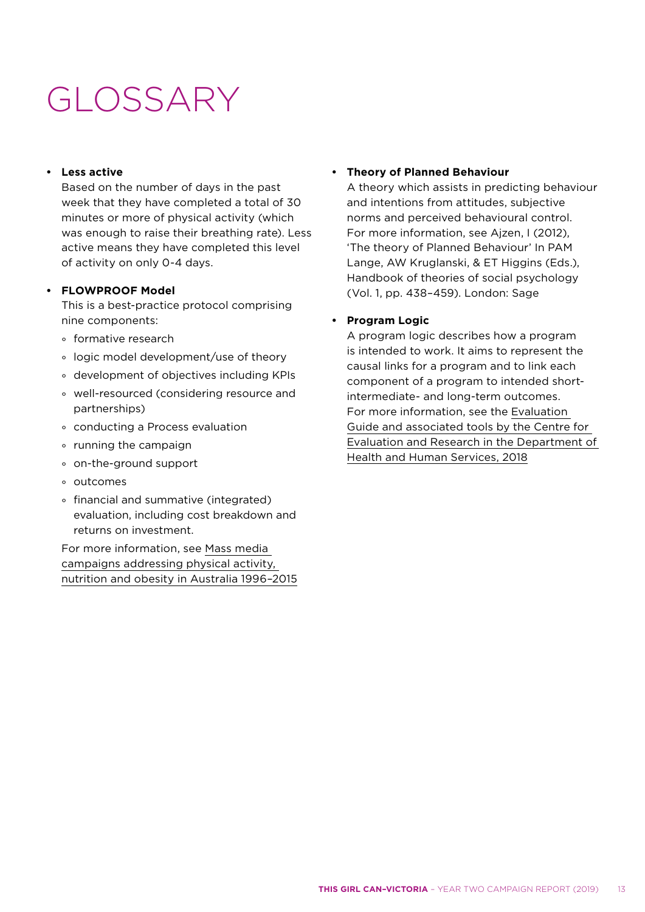# GLOSSARY

- **Less active**
  Based on the number of days in the past week that they have completed a total of 30 minutes or more of physical activity (which was enough to raise their breathing rate). Less active means they have completed this level of activity on only 0-4 days.

- **FLOWPROOF Model**
  This is a best-practice protocol comprising nine components:
  - formative research
  - logic model development/use of theory
  - development of objectives including KPIs
  - well-resourced (considering resource and partnerships)
  - conducting a Process evaluation
  - running the campaign
  - on-the-ground support
  - outcomes
  - financial and summative (integrated) evaluation, including cost breakdown and returns on investment.

  For more information, see Mass media campaigns addressing physical activity, nutrition and obesity in Australia 1996–2015

- **Theory of Planned Behaviour**
  A theory which assists in predicting behaviour and intentions from attitudes, subjective norms and perceived behavioural control. For more information, see Ajzen, I (2012), 'The theory of Planned Behaviour' In PAM Lange, AW Kruglanski, & ET Higgins (Eds.), Handbook of theories of social psychology (Vol. 1, pp. 438–459). London: Sage

- **Program Logic**
  A program logic describes how a program is intended to work. It aims to represent the causal links for a program and to link each component of a program to intended short- intermediate- and long-term outcomes. For more information, see the Evaluation Guide and associated tools by the Centre for Evaluation and Research in the Department of Health and Human Services, 2018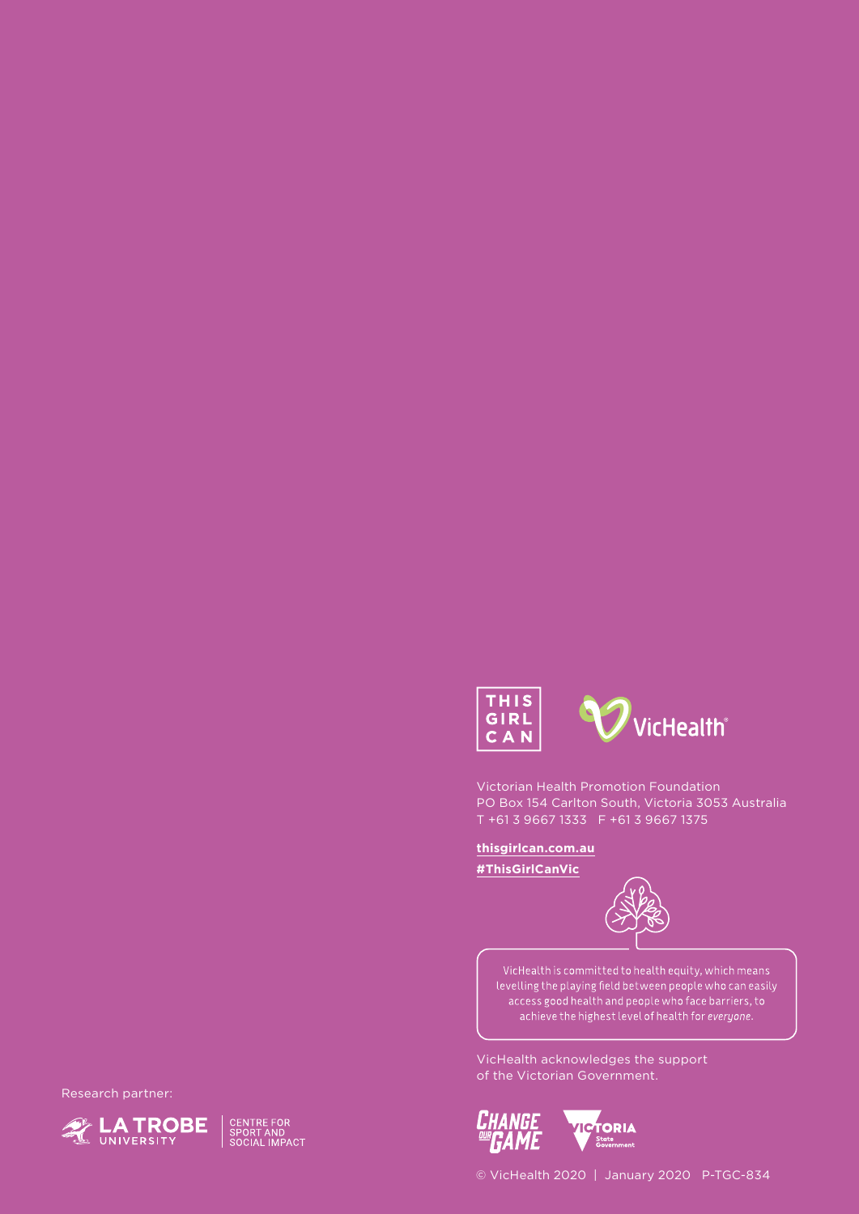THIS GIRL CAN

VicHealth

Victorian Health Promotion Foundation
PO Box 154 Carlton South, Victoria 3053 Australia
T +61 3 9667 1333 F +61 3 9667 1375

**thisgirlcan.com.au**

**#ThisGirlCanVic**

VicHealth is committed to health equity, which means levelling the playing field between people who can easily access good health and people who face barriers, to achieve the highest level of health for *everyone*.

VicHealth acknowledges the support of the Victorian Government.

Research partner:

LA TROBE UNIVERSITY | CENTRE FOR SPORT AND SOCIAL IMPACT

CHANGE OUR GAME

VICTORIA State Government

© VicHealth 2020 | January 2020 P-TGC-834